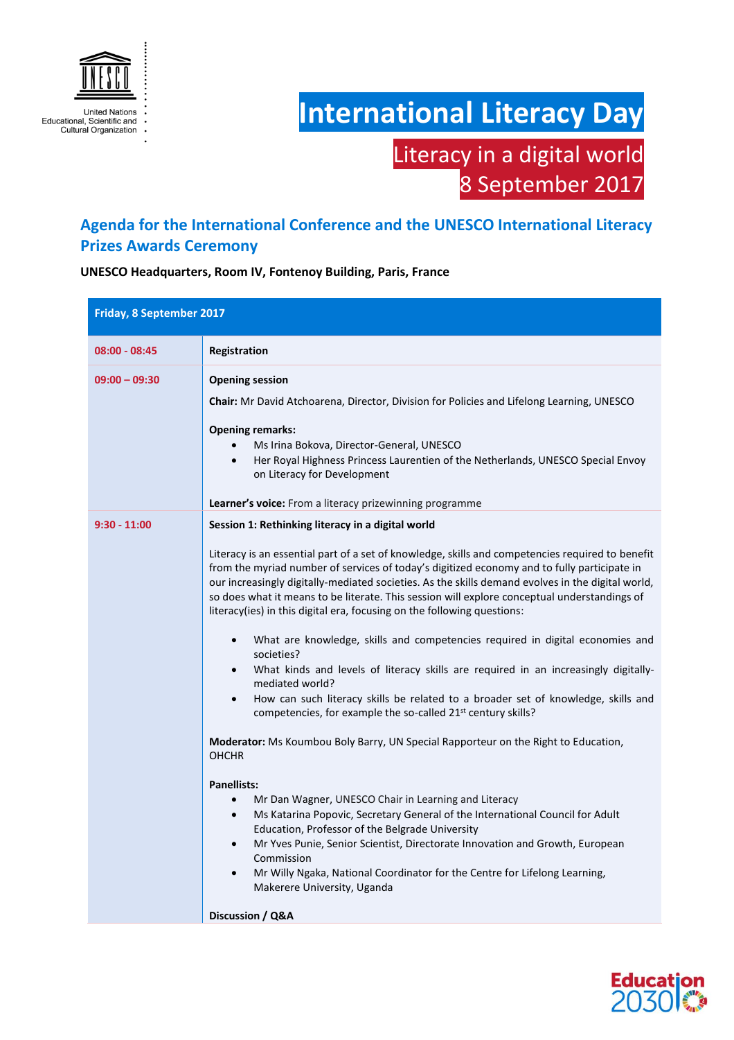United Nations
Educational, Scientific and
Cultural Organization

# International Literacy Day

## Literacy in a digital world
## 8 September 2017

## Agenda for the International Conference and the UNESCO International Literacy Prizes Awards Ceremony

**UNESCO Headquarters, Room IV, Fontenoy Building, Paris, France**

| **Friday, 8 September 2017** | |
|---|---|
| **08:00 - 08:45** | **Registration** |
| **09:00 – 09:30** | **Opening session**<br><br>**Chair:** Mr David Atchoarena, Director, Division for Policies and Lifelong Learning, UNESCO<br><br>**Opening remarks:**<br>• Ms Irina Bokova, Director-General, UNESCO<br>• Her Royal Highness Princess Laurentien of the Netherlands, UNESCO Special Envoy on Literacy for Development<br><br>**Learner's voice:** From a literacy prizewinning programme |
| **9:30 - 11:00** | **Session 1: Rethinking literacy in a digital world**<br><br>Literacy is an essential part of a set of knowledge, skills and competencies required to benefit from the myriad number of services of today's digitized economy and to fully participate in our increasingly digitally-mediated societies. As the skills demand evolves in the digital world, so does what it means to be literate. This session will explore conceptual understandings of literacy(ies) in this digital era, focusing on the following questions:<br><br>• What are knowledge, skills and competencies required in digital economies and societies?<br>• What kinds and levels of literacy skills are required in an increasingly digitally-mediated world?<br>• How can such literacy skills be related to a broader set of knowledge, skills and competencies, for example the so-called 21st century skills?<br><br>**Moderator:** Ms Koumbou Boly Barry, UN Special Rapporteur on the Right to Education, OHCHR<br><br>**Panellists:**<br>• Mr Dan Wagner, UNESCO Chair in Learning and Literacy<br>• Ms Katarina Popovic, Secretary General of the International Council for Adult Education, Professor of the Belgrade University<br>• Mr Yves Punie, Senior Scientist, Directorate Innovation and Growth, European Commission<br>• Mr Willy Ngaka, National Coordinator for the Centre for Lifelong Learning, Makerere University, Uganda<br><br>**Discussion / Q&A** |

Education 2030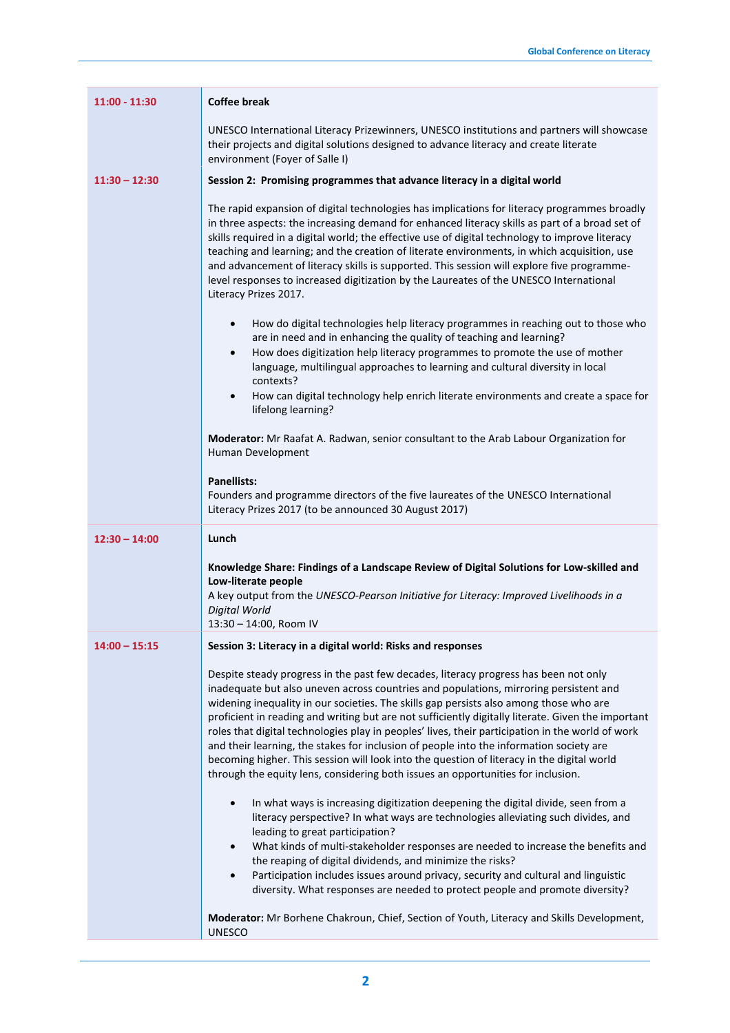| | |
|---|---|
| **11:00 - 11:30** | **Coffee break**<br><br>UNESCO International Literacy Prizewinners, UNESCO institutions and partners will showcase their projects and digital solutions designed to advance literacy and create literate environment (Foyer of Salle I) |
| **11:30 – 12:30** | **Session 2: Promising programmes that advance literacy in a digital world**<br><br>The rapid expansion of digital technologies has implications for literacy programmes broadly in three aspects: the increasing demand for enhanced literacy skills as part of a broad set of skills required in a digital world; the effective use of digital technology to improve literacy teaching and learning; and the creation of literate environments, in which acquisition, use and advancement of literacy skills is supported. This session will explore five programme-level responses to increased digitization by the Laureates of the UNESCO International Literacy Prizes 2017.<br><br>• How do digital technologies help literacy programmes in reaching out to those who are in need and in enhancing the quality of teaching and learning?<br>• How does digitization help literacy programmes to promote the use of mother language, multilingual approaches to learning and cultural diversity in local contexts?<br>• How can digital technology help enrich literate environments and create a space for lifelong learning?<br><br>**Moderator:** Mr Raafat A. Radwan, senior consultant to the Arab Labour Organization for Human Development<br><br>**Panellists:**<br>Founders and programme directors of the five laureates of the UNESCO International Literacy Prizes 2017 (to be announced 30 August 2017) |
| **12:30 – 14:00** | **Lunch**<br><br>**Knowledge Share: Findings of a Landscape Review of Digital Solutions for Low-skilled and Low-literate people**<br>A key output from the *UNESCO-Pearson Initiative for Literacy: Improved Livelihoods in a Digital World*<br>13:30 – 14:00, Room IV |
| **14:00 – 15:15** | **Session 3: Literacy in a digital world: Risks and responses**<br><br>Despite steady progress in the past few decades, literacy progress has been not only inadequate but also uneven across countries and populations, mirroring persistent and widening inequality in our societies. The skills gap persists also among those who are proficient in reading and writing but are not sufficiently digitally literate. Given the important roles that digital technologies play in peoples' lives, their participation in the world of work and their learning, the stakes for inclusion of people into the information society are becoming higher. This session will look into the question of literacy in the digital world through the equity lens, considering both issues an opportunities for inclusion.<br><br>• In what ways is increasing digitization deepening the digital divide, seen from a literacy perspective? In what ways are technologies alleviating such divides, and leading to great participation?<br>• What kinds of multi-stakeholder responses are needed to increase the benefits and the reaping of digital dividends, and minimize the risks?<br>• Participation includes issues around privacy, security and cultural and linguistic diversity. What responses are needed to protect people and promote diversity?<br><br>**Moderator:** Mr Borhene Chakroun, Chief, Section of Youth, Literacy and Skills Development, UNESCO |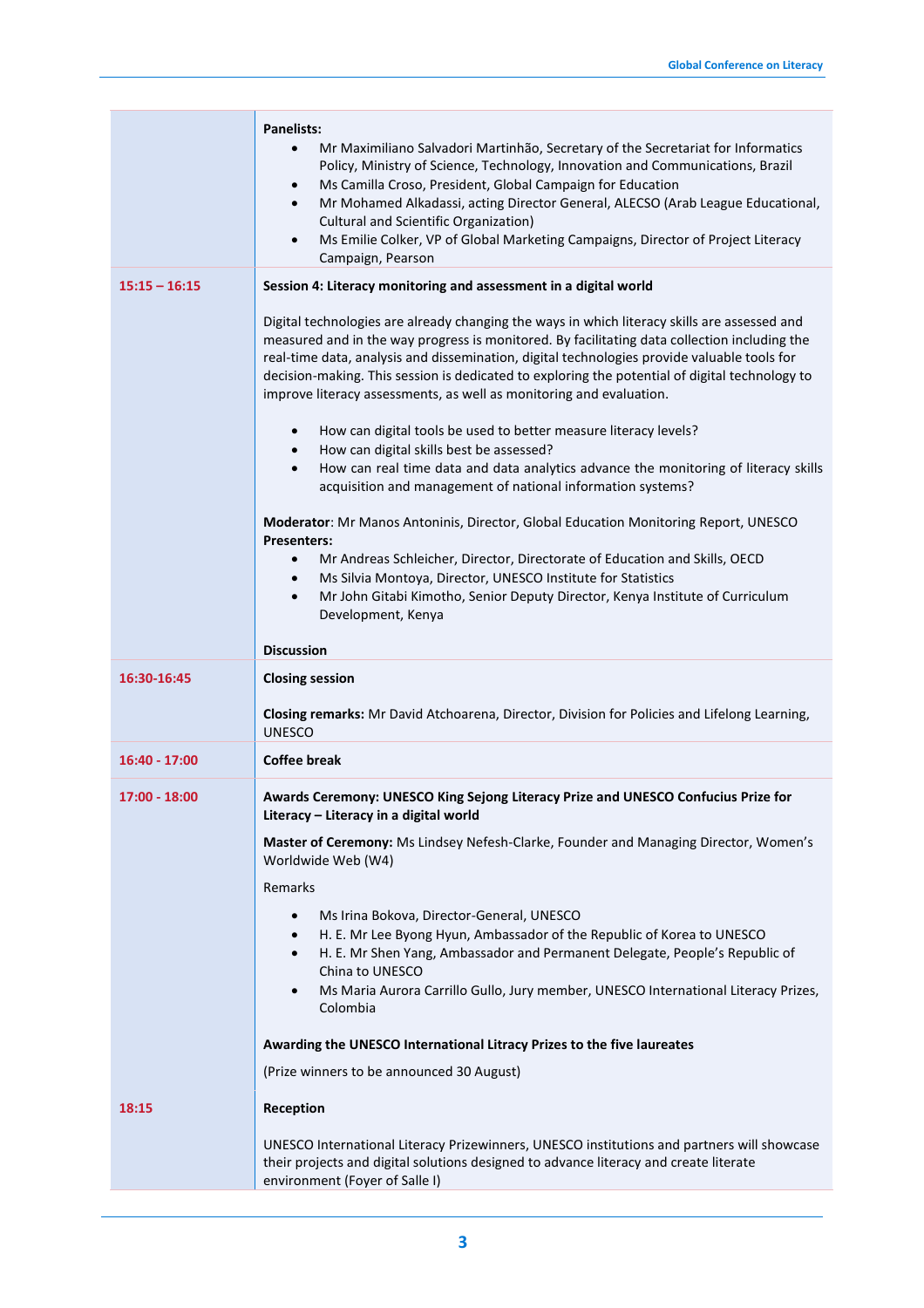| | |
|---|---|
| | **Panelists:**<br>• Mr Maximiliano Salvadori Martinhão, Secretary of the Secretariat for Informatics Policy, Ministry of Science, Technology, Innovation and Communications, Brazil<br>• Ms Camilla Croso, President, Global Campaign for Education<br>• Mr Mohamed Alkadassi, acting Director General, ALECSO (Arab League Educational, Cultural and Scientific Organization)<br>• Ms Emilie Colker, VP of Global Marketing Campaigns, Director of Project Literacy Campaign, Pearson |
| **15:15 – 16:15** | **Session 4: Literacy monitoring and assessment in a digital world**<br><br>Digital technologies are already changing the ways in which literacy skills are assessed and measured and in the way progress is monitored. By facilitating data collection including the real-time data, analysis and dissemination, digital technologies provide valuable tools for decision-making. This session is dedicated to exploring the potential of digital technology to improve literacy assessments, as well as monitoring and evaluation.<br><br>• How can digital tools be used to better measure literacy levels?<br>• How can digital skills best be assessed?<br>• How can real time data and data analytics advance the monitoring of literacy skills acquisition and management of national information systems?<br><br>**Moderator**: Mr Manos Antoninis, Director, Global Education Monitoring Report, UNESCO<br>**Presenters:**<br>• Mr Andreas Schleicher, Director, Directorate of Education and Skills, OECD<br>• Ms Silvia Montoya, Director, UNESCO Institute for Statistics<br>• Mr John Gitabi Kimotho, Senior Deputy Director, Kenya Institute of Curriculum Development, Kenya<br><br>**Discussion** |
| **16:30-16:45** | **Closing session**<br><br>**Closing remarks:** Mr David Atchoarena, Director, Division for Policies and Lifelong Learning, UNESCO |
| **16:40 - 17:00** | **Coffee break** |
| **17:00 - 18:00** | **Awards Ceremony: UNESCO King Sejong Literacy Prize and UNESCO Confucius Prize for Literacy – Literacy in a digital world**<br><br>**Master of Ceremony:** Ms Lindsey Nefesh-Clarke, Founder and Managing Director, Women's Worldwide Web (W4)<br><br>Remarks<br><br>• Ms Irina Bokova, Director-General, UNESCO<br>• H. E. Mr Lee Byong Hyun, Ambassador of the Republic of Korea to UNESCO<br>• H. E. Mr Shen Yang, Ambassador and Permanent Delegate, People's Republic of China to UNESCO<br>• Ms Maria Aurora Carrillo Gullo, Jury member, UNESCO International Literacy Prizes, Colombia<br><br>**Awarding the UNESCO International Litracy Prizes to the five laureates**<br><br>(Prize winners to be announced 30 August) |
| **18:15** | **Reception**<br><br>UNESCO International Literacy Prizewinners, UNESCO institutions and partners will showcase their projects and digital solutions designed to advance literacy and create literate environment (Foyer of Salle I) |